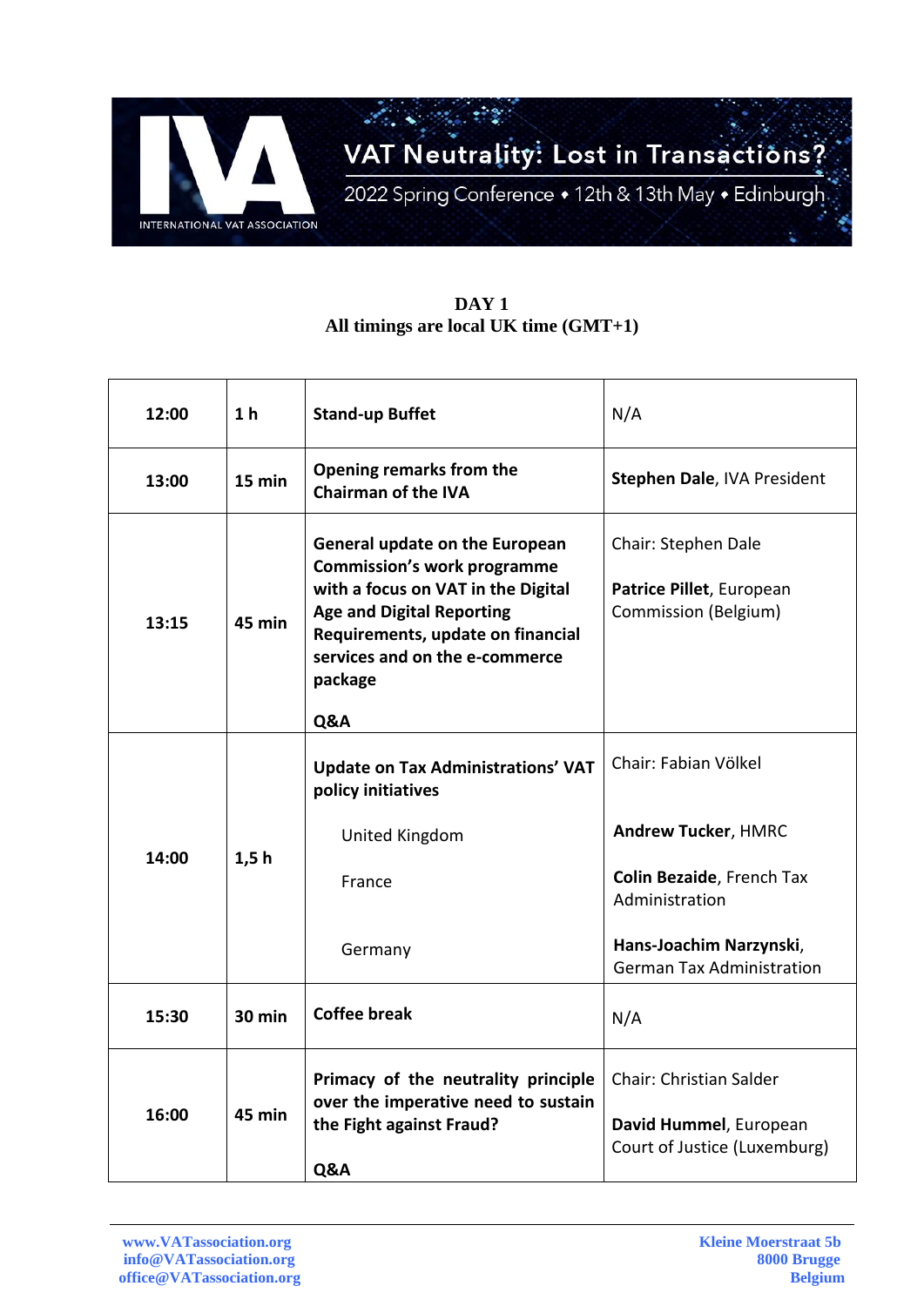INTERNATIONAL VAT ASSOCIATION

# VAT Neutrality: Lost in Transactions?

2022 Spring Conference • 12th & 13th May • Edinburgh

**DAY 1**
**All timings are local UK time (GMT+1)**

| | | | |
|---|---|---|---|
| **12:00** | **1 h** | **Stand-up Buffet** | N/A |
| **13:00** | **15 min** | **Opening remarks from the Chairman of the IVA** | **Stephen Dale**, IVA President |
| **13:15** | **45 min** | **General update on the European Commission's work programme with a focus on VAT in the Digital Age and Digital Reporting Requirements, update on financial services and on the e-commerce package**<br><br>**Q&A** | Chair: Stephen Dale<br><br>**Patrice Pillet**, European Commission (Belgium) |
| **14:00** | **1,5 h** | **Update on Tax Administrations' VAT policy initiatives**<br><br>United Kingdom<br><br>France<br><br>Germany | Chair: Fabian Völkel<br><br>**Andrew Tucker**, HMRC<br><br>**Colin Bezaide**, French Tax Administration<br><br>**Hans-Joachim Narzynski**, German Tax Administration |
| **15:30** | **30 min** | **Coffee break** | N/A |
| **16:00** | **45 min** | **Primacy of the neutrality principle over the imperative need to sustain the Fight against Fraud?**<br><br>**Q&A** | Chair: Christian Salder<br><br>**David Hummel**, European Court of Justice (Luxemburg) |

www.VATassociation.org
info@VATassociation.org
office@VATassociation.org

Kleine Moerstraat 5b
8000 Brugge
Belgium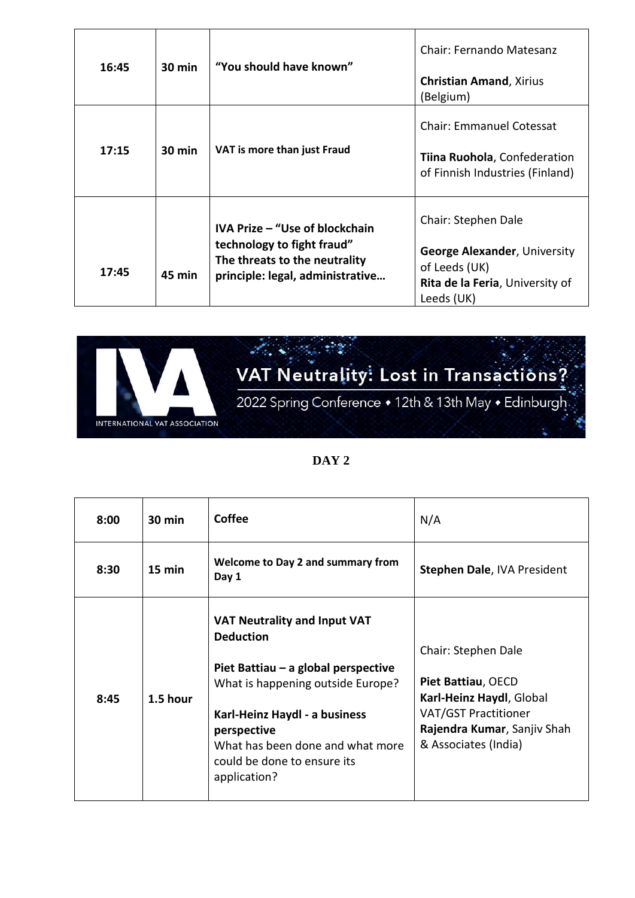| 16:45 | 30 min | "You should have known" | Chair: Fernando Matesanz<br><br>**Christian Amand**, Xirius (Belgium) |
|---|---|---|---|
| 17:15 | 30 min | **VAT is more than just Fraud** | Chair: Emmanuel Cotessat<br><br>**Tiina Ruohola**, Confederation of Finnish Industries (Finland) |
| 17:45 | 45 min | **IVA Prize – "Use of blockchain technology to fight fraud"**<br>**The threats to the neutrality principle: legal, administrative…** | Chair: Stephen Dale<br><br>**George Alexander**, University of Leeds (UK)<br>**Rita de la Feria**, University of Leeds (UK) |

VAT Neutrality: Lost in Transactions?

2022 Spring Conference • 12th & 13th May • Edinburgh

INTERNATIONAL VAT ASSOCIATION

## DAY 2

| 8:00 | 30 min | **Coffee** | N/A |
|---|---|---|---|
| 8:30 | 15 min | **Welcome to Day 2 and summary from Day 1** | **Stephen Dale**, IVA President |
| 8:45 | 1.5 hour | **VAT Neutrality and Input VAT Deduction**<br><br>**Piet Battiau – a global perspective**<br>What is happening outside Europe?<br><br>**Karl-Heinz Haydl - a business perspective**<br>What has been done and what more could be done to ensure its application? | Chair: Stephen Dale<br><br>**Piet Battiau**, OECD<br>**Karl-Heinz Haydl**, Global VAT/GST Practitioner<br>**Rajendra Kumar**, Sanjiv Shah & Associates (India) |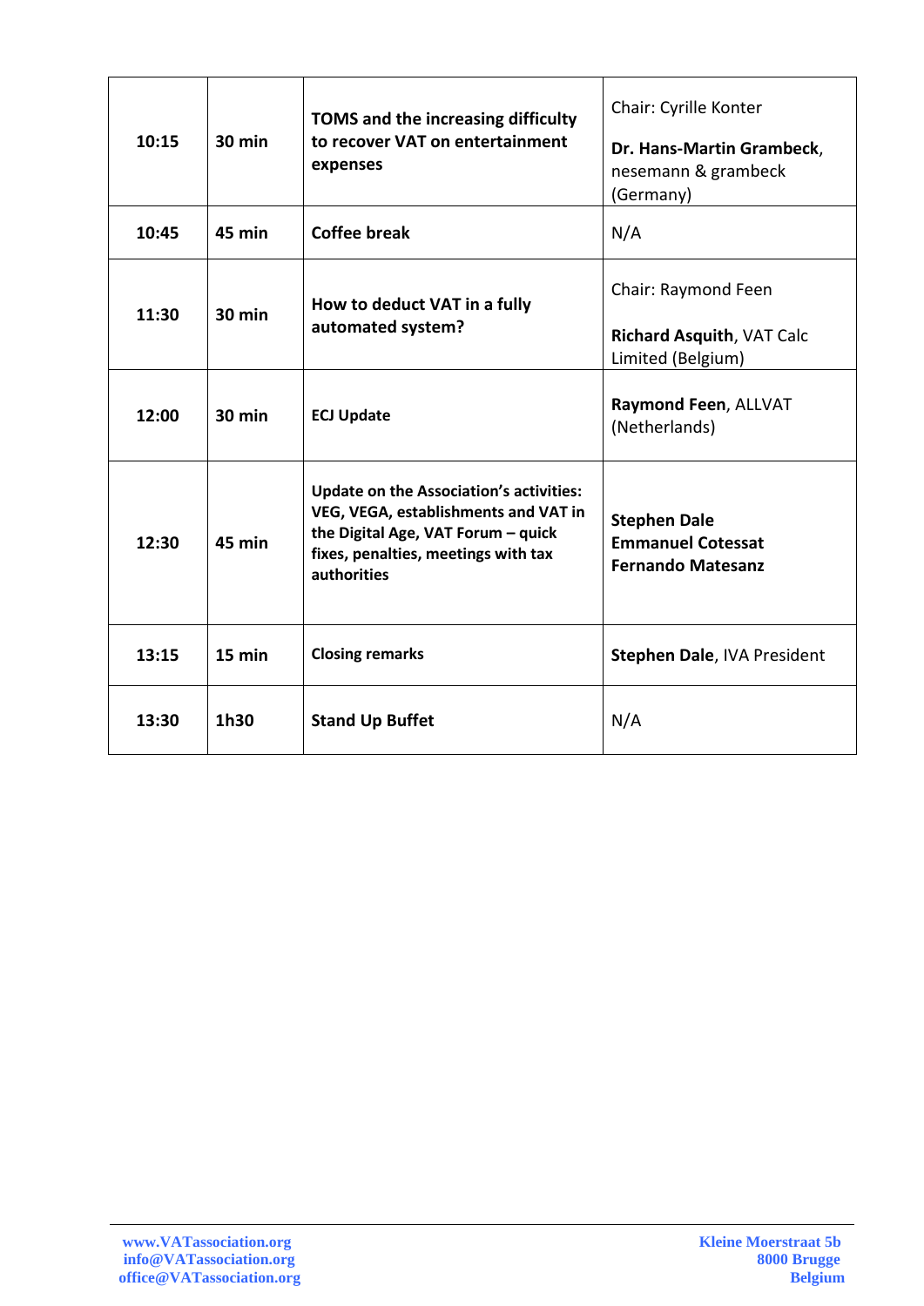| | | | |
|---|---|---|---|
| **10:15** | **30 min** | **TOMS and the increasing difficulty to recover VAT on entertainment expenses** | Chair: Cyrille Konter<br><br>**Dr. Hans-Martin Grambeck**, nesemann & grambeck (Germany) |
| **10:45** | **45 min** | **Coffee break** | N/A |
| **11:30** | **30 min** | **How to deduct VAT in a fully automated system?** | Chair: Raymond Feen<br><br>**Richard Asquith**, VAT Calc Limited (Belgium) |
| **12:00** | **30 min** | **ECJ Update** | **Raymond Feen**, ALLVAT (Netherlands) |
| **12:30** | **45 min** | **Update on the Association's activities: VEG, VEGA, establishments and VAT in the Digital Age, VAT Forum – quick fixes, penalties, meetings with tax authorities** | **Stephen Dale**<br>**Emmanuel Cotessat**<br>**Fernando Matesanz** |
| **13:15** | **15 min** | **Closing remarks** | **Stephen Dale**, IVA President |
| **13:30** | **1h30** | **Stand Up Buffet** | N/A |

www.VATassociation.org
info@VATassociation.org
office@VATassociation.org

Kleine Moerstraat 5b
8000 Brugge
Belgium